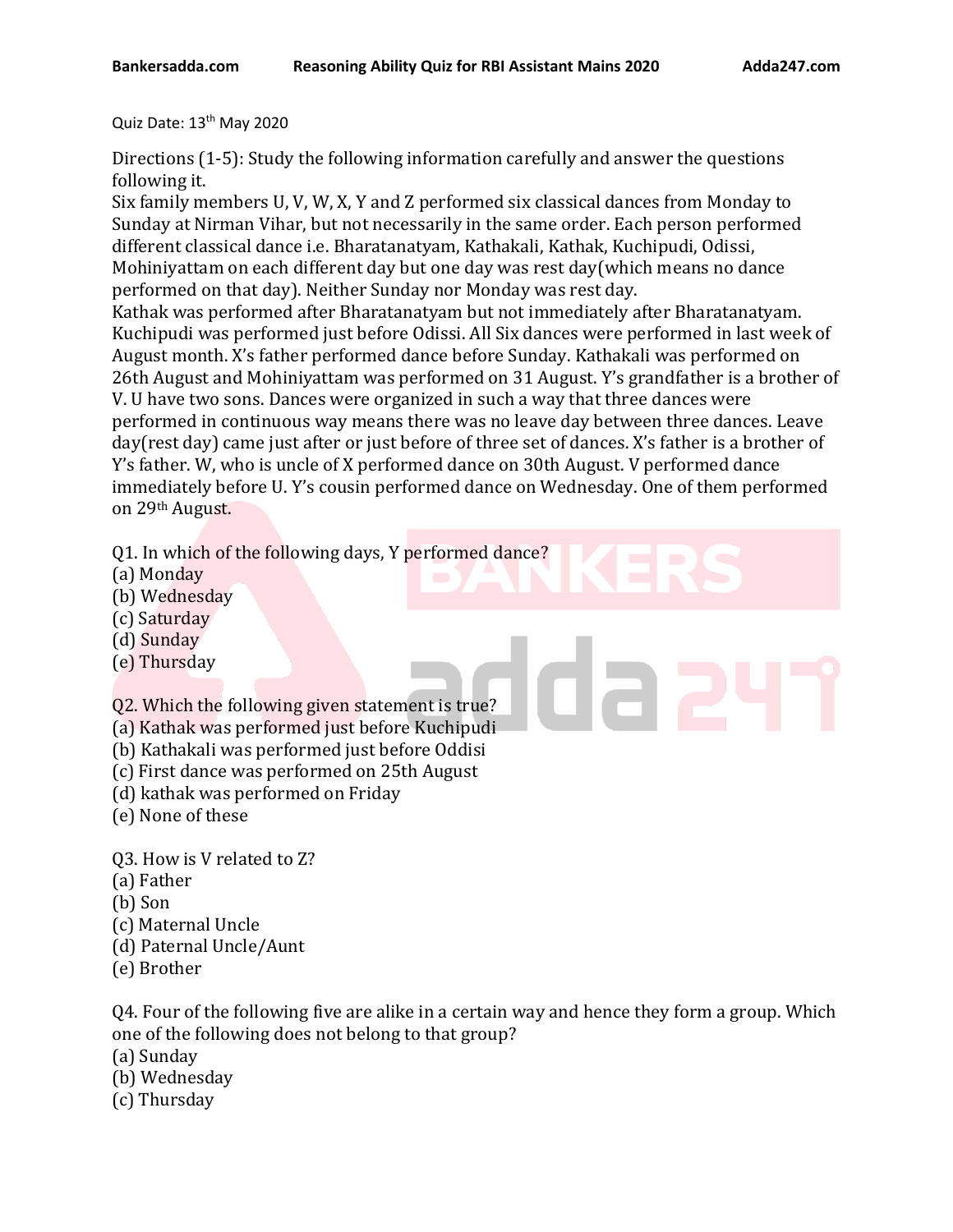Quiz Date: 13th May 2020

Directions (1-5): Study the following information carefully and answer the questions following it.

Six family members U, V, W, X, Y and Z performed six classical dances from Monday to Sunday at Nirman Vihar, but not necessarily in the same order. Each person performed different classical dance i.e. Bharatanatyam, Kathakali, Kathak, Kuchipudi, Odissi, Mohiniyattam on each different day but one day was rest day(which means no dance performed on that day). Neither Sunday nor Monday was rest day.

Kathak was performed after Bharatanatyam but not immediately after Bharatanatyam. Kuchipudi was performed just before Odissi. All Six dances were performed in last week of August month. X's father performed dance before Sunday. Kathakali was performed on 26th August and Mohiniyattam was performed on 31 August. Y's grandfather is a brother of V. U have two sons. Dances were organized in such a way that three dances were performed in continuous way means there was no leave day between three dances. Leave day(rest day) came just after or just before of three set of dances. X's father is a brother of Y's father. W, who is uncle of X performed dance on 30th August. V performed dance immediately before U. Y's cousin performed dance on Wednesday. One of them performed on 29th August.

Q1. In which of the following days, Y performed dance?
(a) Monday
(b) Wednesday
(c) Saturday
(d) Sunday
(e) Thursday

Q2. Which the following given statement is true?
(a) Kathak was performed just before Kuchipudi
(b) Kathakali was performed just before Oddisi
(c) First dance was performed on 25th August
(d) kathak was performed on Friday
(e) None of these

Q3. How is V related to Z?
(a) Father
(b) Son
(c) Maternal Uncle
(d) Paternal Uncle/Aunt
(e) Brother

Q4. Four of the following five are alike in a certain way and hence they form a group. Which one of the following does not belong to that group?
(a) Sunday
(b) Wednesday
(c) Thursday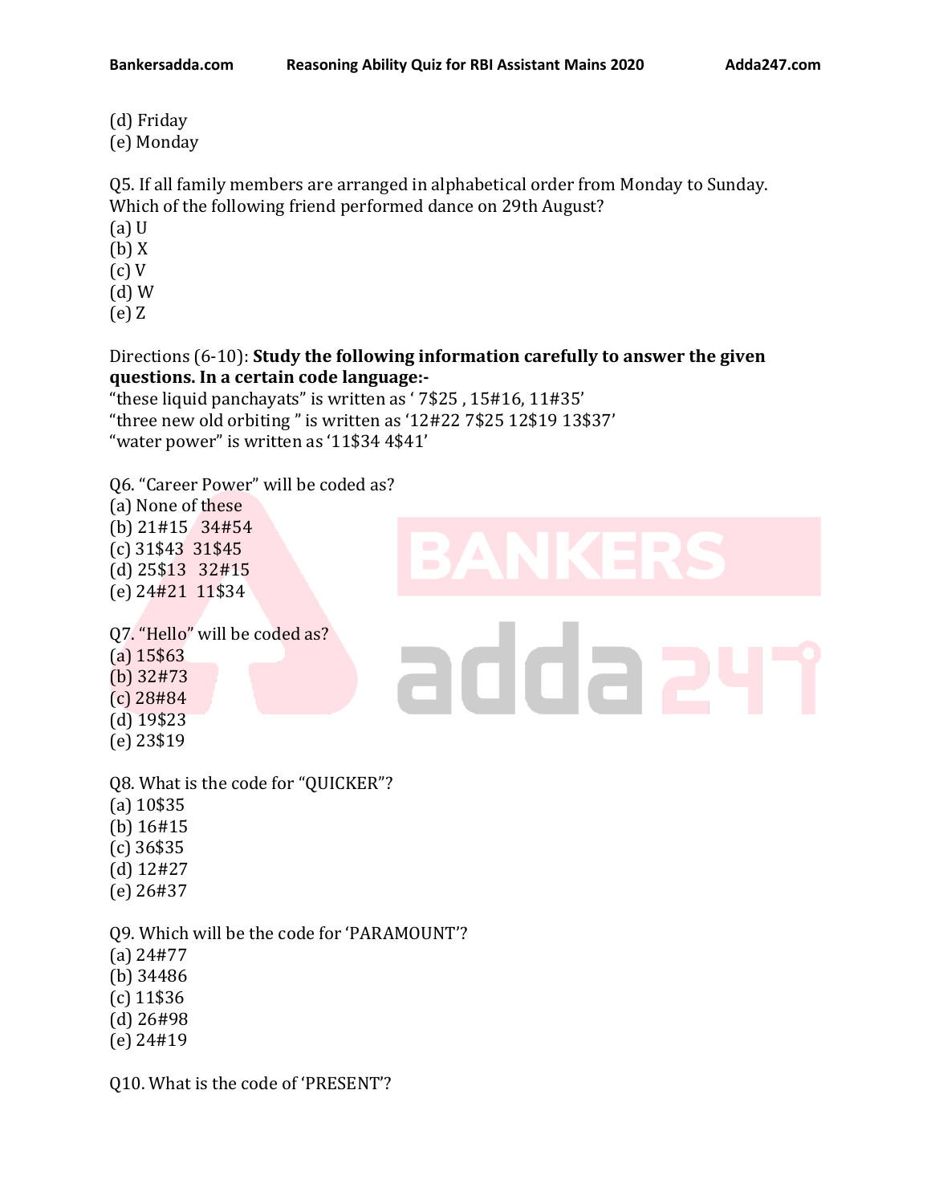(d) Friday
(e) Monday

Q5. If all family members are arranged in alphabetical order from Monday to Sunday. Which of the following friend performed dance on 29th August?
(a) U
(b) X
(c) V
(d) W
(e) Z

Directions (6-10): **Study the following information carefully to answer the given questions. In a certain code language:-**
"these liquid panchayats" is written as ' 7$25 , 15#16, 11#35'
"three new old orbiting " is written as '12#22 7$25 12$19 13$37'
"water power" is written as '11$34 4$41'

Q6. "Career Power" will be coded as?
(a) None of these
(b) 21#15  34#54
(c) 31$43  31$45
(d) 25$13  32#15
(e) 24#21  11$34

Q7. "Hello" will be coded as?
(a) 15$63
(b) 32#73
(c) 28#84
(d) 19$23
(e) 23$19

Q8. What is the code for "QUICKER"?
(a) 10$35
(b) 16#15
(c) 36$35
(d) 12#27
(e) 26#37

Q9. Which will be the code for 'PARAMOUNT'?
(a) 24#77
(b) 34486
(c) 11$36
(d) 26#98
(e) 24#19

Q10. What is the code of 'PRESENT'?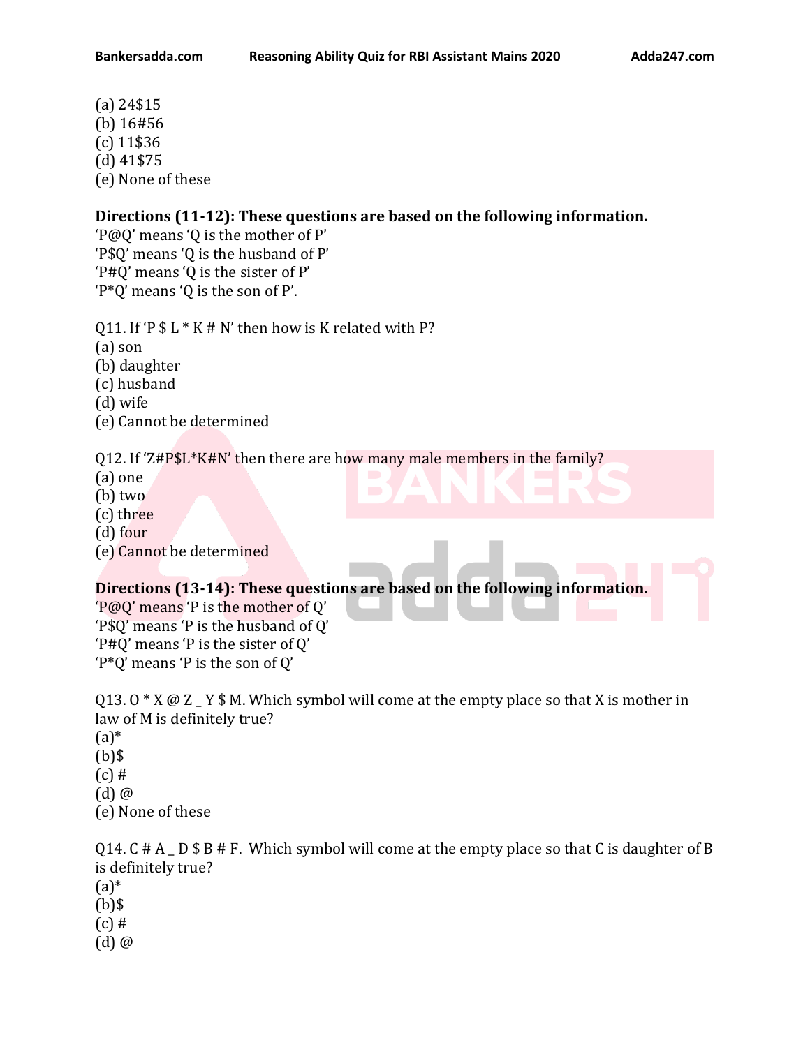(a) 24$15
(b) 16#56
(c) 11$36
(d) 41$75
(e) None of these

**Directions (11-12): These questions are based on the following information.**
'P@Q' means 'Q is the mother of P'
'P$Q' means 'Q is the husband of P'
'P#Q' means 'Q is the sister of P'
'P*Q' means 'Q is the son of P'.

Q11. If 'P $ L * K # N' then how is K related with P?
(a) son
(b) daughter
(c) husband
(d) wife
(e) Cannot be determined

Q12. If 'Z#P$L*K#N' then there are how many male members in the family?
(a) one
(b) two
(c) three
(d) four
(e) Cannot be determined

**Directions (13-14): These questions are based on the following information.**
'P@Q' means 'P is the mother of Q'
'P$Q' means 'P is the husband of Q'
'P#Q' means 'P is the sister of Q'
'P*Q' means 'P is the son of Q'

Q13. O * X @ Z _ Y $ M. Which symbol will come at the empty place so that X is mother in law of M is definitely true?
(a)*
(b)$
(c) #
(d) @
(e) None of these

Q14. C # A _ D $ B # F. Which symbol will come at the empty place so that C is daughter of B is definitely true?
(a)*
(b)$
(c) #
(d) @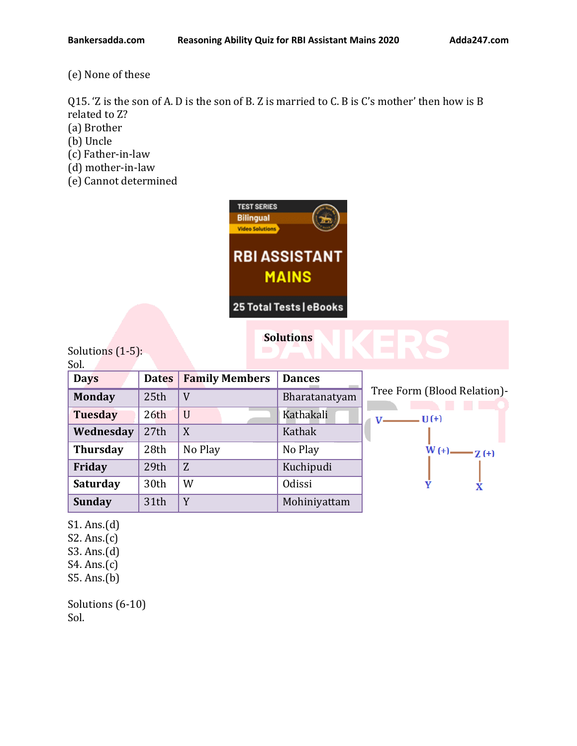(e) None of these

Q15. 'Z is the son of A. D is the son of B. Z is married to C. B is C's mother' then how is B related to Z?
(a) Brother
(b) Uncle
(c) Father-in-law
(d) mother-in-law
(e) Cannot determined

## Solutions

Solutions (1-5):
Sol.

| Days | Dates | Family Members | Dances |
|---|---|---|---|
| Monday | 25th | V | Bharatanatyam |
| Tuesday | 26th | U | Kathakali |
| Wednesday | 27th | X | Kathak |
| Thursday | 28th | No Play | No Play |
| Friday | 29th | Z | Kuchipudi |
| Saturday | 30th | W | Odissi |
| Sunday | 31th | Y | Mohiniyattam |

Tree Form (Blood Relation)-

V — U (+)
U (+) | W (+) — Z (+)
W (+) | Y
Z (+) | X

S1. Ans.(d)
S2. Ans.(c)
S3. Ans.(d)
S4. Ans.(c)
S5. Ans.(b)

Solutions (6-10)
Sol.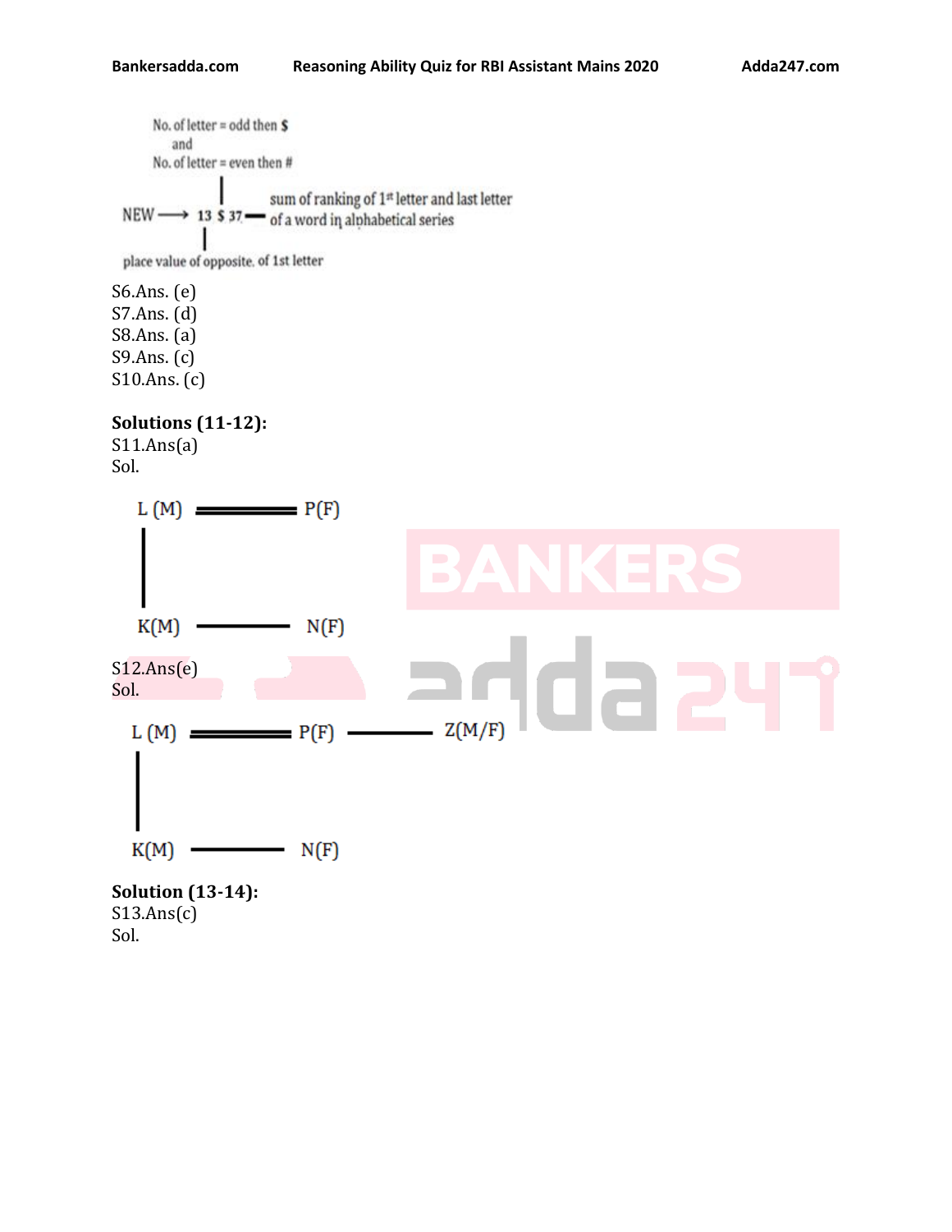No. of letter = odd then $
and
No. of letter = even then #

NEW ⟶ 13 $ 37 — sum of ranking of 1st letter and last letter of a word in alphabetical series

place value of opposite. of 1st letter

S6.Ans. (e)
S7.Ans. (d)
S8.Ans. (a)
S9.Ans. (c)
S10.Ans. (c)

**Solutions (11-12):**
S11.Ans(a)
Sol.

```
L (M) ======== P(F)
  |
  |
K(M) -------- N(F)
```

S12.Ans(e)
Sol.

```
L (M) ======== P(F) -------- Z(M/F)
  |
  |
K(M) -------- N(F)
```

**Solution (13-14):**
S13.Ans(c)
Sol.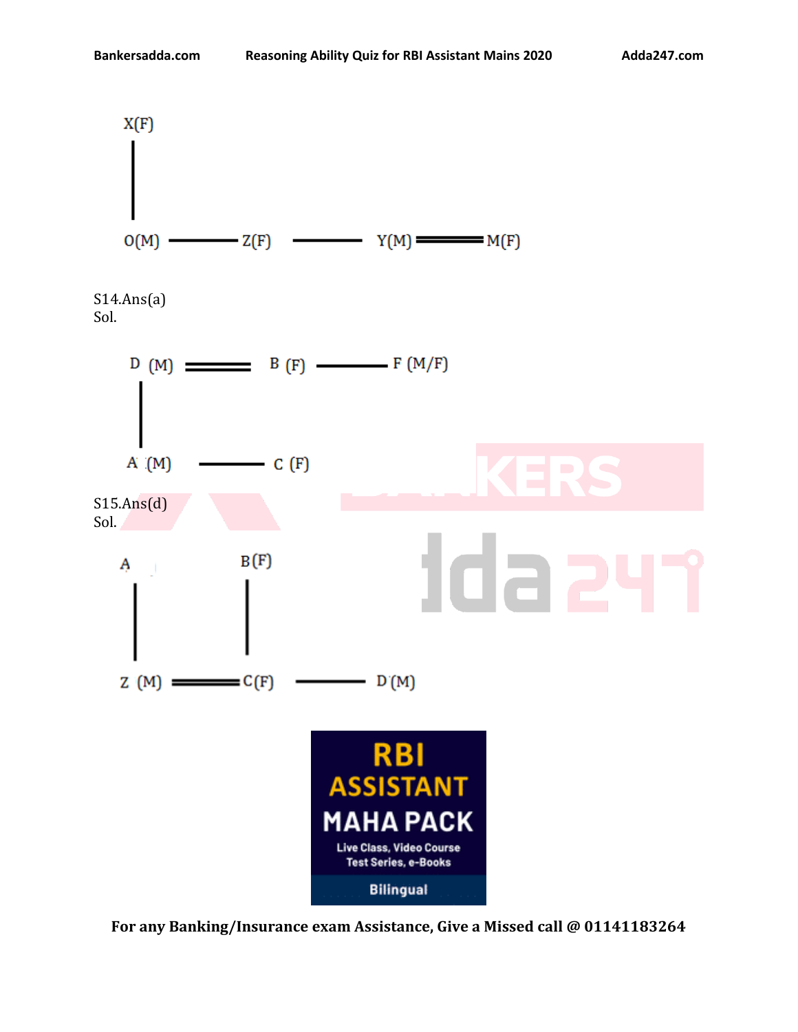X(F)

O(M) —— Z(F) —— Y(M) ═══ M(F)

S14.Ans(a)
Sol.

D (M) ═══ B (F) —— F (M/F)

A (M) —— C (F)

S15.Ans(d)
Sol.

A &nbsp;&nbsp;&nbsp;&nbsp; B(F)

Z (M) ═══ C(F) —— D(M)

RBI ASSISTANT MAHA PACK
Live Class, Video Course
Test Series, e-Books
Bilingual

**For any Banking/Insurance exam Assistance, Give a Missed call @ 01141183264**